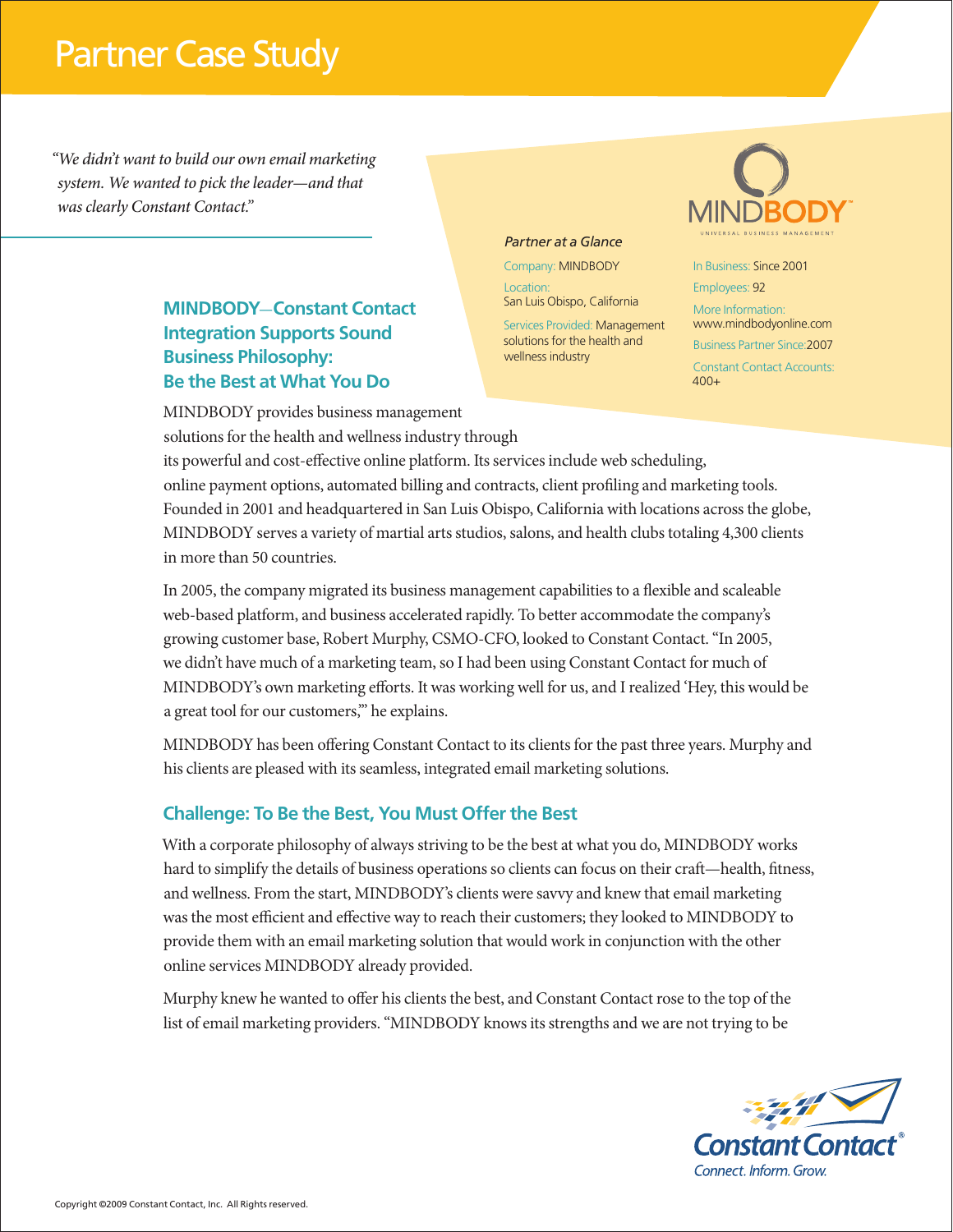# Partner Case Study

*"We didn't want to build our own email marketing system. We wanted to pick the leader—and that was clearly Constant Contact."*

## MINDBODY—Constant Contact Integration Supports Sound Business Philosophy: Be the Best at What You Do

*Partner at a Glance*

Company: MINDBODY

Location: San Luis Obispo, California

Services Provided: Management solutions for the health and wellness industry

In Business: Since 2001

Employees: 92

More Information: www.mindbodyonline.com

Business Partner Since: 2007

Constant Contact Accounts: 400+

MINDBODY provides business management solutions for the health and wellness industry through its powerful and cost-effective online platform. Its services include web scheduling, online payment options, automated billing and contracts, client profiling and marketing tools. Founded in 2001 and headquartered in San Luis Obispo, California with locations across the globe, MINDBODY serves a variety of martial arts studios, salons, and health clubs totaling 4,300 clients in more than 50 countries.

In 2005, the company migrated its business management capabilities to a flexible and scaleable web-based platform, and business accelerated rapidly. To better accommodate the company's growing customer base, Robert Murphy, CSMO-CFO, looked to Constant Contact. "In 2005, we didn't have much of a marketing team, so I had been using Constant Contact for much of MINDBODY's own marketing efforts. It was working well for us, and I realized 'Hey, this would be a great tool for our customers,'" he explains.

MINDBODY has been offering Constant Contact to its clients for the past three years. Murphy and his clients are pleased with its seamless, integrated email marketing solutions.

### Challenge: To Be the Best, You Must Offer the Best

With a corporate philosophy of always striving to be the best at what you do, MINDBODY works hard to simplify the details of business operations so clients can focus on their craft—health, fitness, and wellness. From the start, MINDBODY's clients were savvy and knew that email marketing was the most efficient and effective way to reach their customers; they looked to MINDBODY to provide them with an email marketing solution that would work in conjunction with the other online services MINDBODY already provided.

Murphy knew he wanted to offer his clients the best, and Constant Contact rose to the top of the list of email marketing providers. "MINDBODY knows its strengths and we are not trying to be

Copyright ©2009 Constant Contact, Inc. All Rights reserved.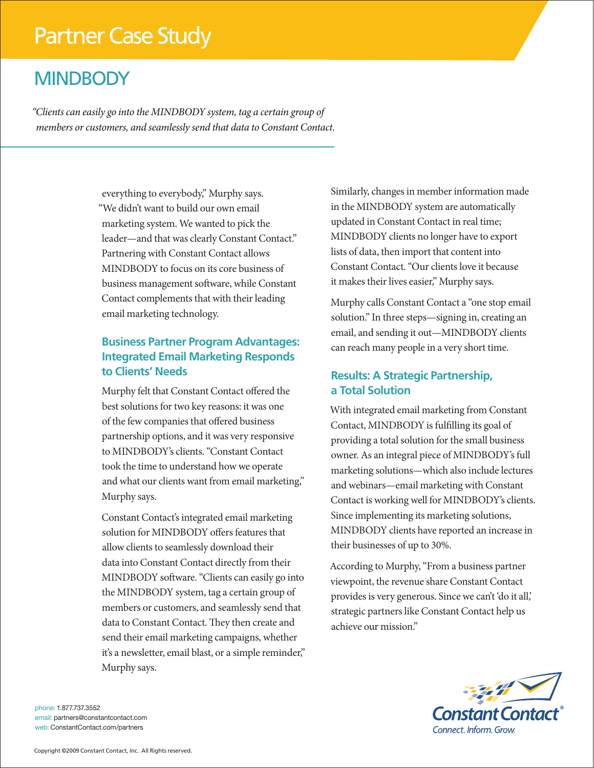# Partner Case Study

## MINDBODY

*"Clients can easily go into the MINDBODY system, tag a certain group of members or customers, and seamlessly send that data to Constant Contact.*

everything to everybody," Murphy says. "We didn't want to build our own email marketing system. We wanted to pick the leader—and that was clearly Constant Contact." Partnering with Constant Contact allows MINDBODY to focus on its core business of business management software, while Constant Contact complements that with their leading email marketing technology.

### Business Partner Program Advantages: Integrated Email Marketing Responds to Clients' Needs

Murphy felt that Constant Contact offered the best solutions for two key reasons: it was one of the few companies that offered business partnership options, and it was very responsive to MINDBODY's clients. "Constant Contact took the time to understand how we operate and what our clients want from email marketing," Murphy says.

Constant Contact's integrated email marketing solution for MINDBODY offers features that allow clients to seamlessly download their data into Constant Contact directly from their MINDBODY software. "Clients can easily go into the MINDBODY system, tag a certain group of members or customers, and seamlessly send that data to Constant Contact. They then create and send their email marketing campaigns, whether it's a newsletter, email blast, or a simple reminder," Murphy says.

Similarly, changes in member information made in the MINDBODY system are automatically updated in Constant Contact in real time; MINDBODY clients no longer have to export lists of data, then import that content into Constant Contact. "Our clients love it because it makes their lives easier," Murphy says.

Murphy calls Constant Contact a "one stop email solution." In three steps—signing in, creating an email, and sending it out—MINDBODY clients can reach many people in a very short time.

### Results: A Strategic Partnership, a Total Solution

With integrated email marketing from Constant Contact, MINDBODY is fulfilling its goal of providing a total solution for the small business owner. As an integral piece of MINDBODY's full marketing solutions—which also include lectures and webinars—email marketing with Constant Contact is working well for MINDBODY's clients. Since implementing its marketing solutions, MINDBODY clients have reported an increase in their businesses of up to 30%.

According to Murphy, "From a business partner viewpoint, the revenue share Constant Contact provides is very generous. Since we can't 'do it all,' strategic partners like Constant Contact help us achieve our mission."

phone: 1.877.737.3552
email: partners@constantcontact.com
web: ConstantContact.com/partners

Constant Contact®
Connect. Inform. Grow.

Copyright ©2009 Constant Contact, Inc. All Rights reserved.